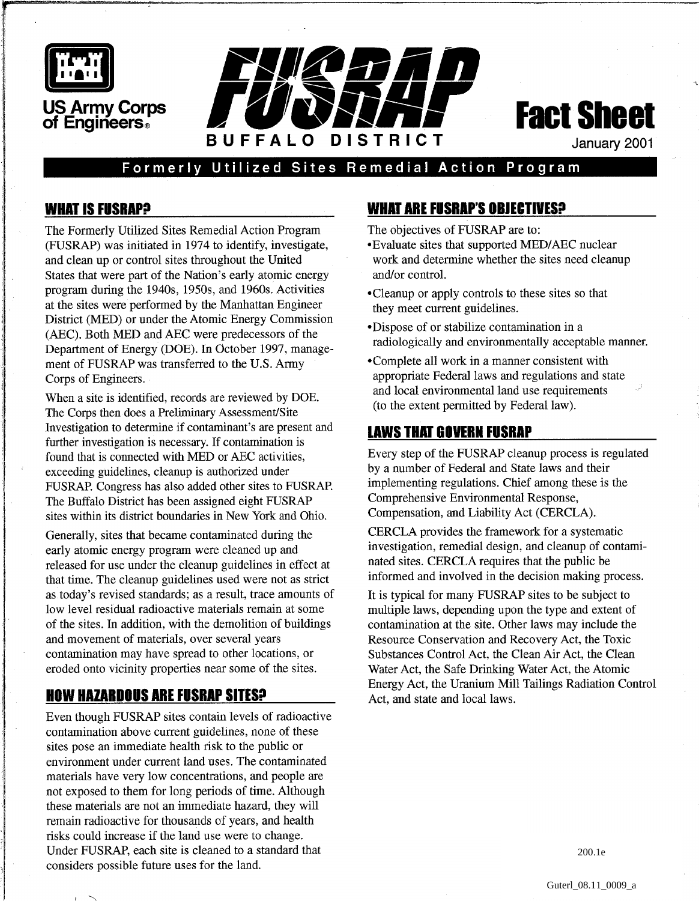US Army Corps of Engineers®

# FUSRAP

BUFFALO DISTRICT

**Fact Sheet**

January 2001

## Formerly Utilized Sites Remedial Action Program

## WHAT IS FUSRAP?

The Formerly Utilized Sites Remedial Action Program (FUSRAP) was initiated in 1974 to identify, investigate, and clean up or control sites throughout the United States that were part of the Nation's early atomic energy program during the 1940s, 1950s, and 1960s. Activities at the sites were performed by the Manhattan Engineer District (MED) or under the Atomic Energy Commission (AEC). Both MED and AEC were predecessors of the Department of Energy (DOE). In October 1997, management of FUSRAP was transferred to the U.S. Army Corps of Engineers.

When a site is identified, records are reviewed by DOE. The Corps then does a Preliminary Assessment/Site Investigation to determine if contaminant's are present and further investigation is necessary. If contamination is found that is connected with MED or AEC activities, exceeding guidelines, cleanup is authorized under FUSRAP. Congress has also added other sites to FUSRAP. The Buffalo District has been assigned eight FUSRAP sites within its district boundaries in New York and Ohio.

Generally, sites that became contaminated during the early atomic energy program were cleaned up and released for use under the cleanup guidelines in effect at that time. The cleanup guidelines used were not as strict as today's revised standards; as a result, trace amounts of low level residual radioactive materials remain at some of the sites. In addition, with the demolition of buildings and movement of materials, over several years contamination may have spread to other locations, or eroded onto vicinity properties near some of the sites.

## HOW HAZARDOUS ARE FUSRAP SITES?

Even though FUSRAP sites contain levels of radioactive contamination above current guidelines, none of these sites pose an immediate health risk to the public or environment under current land uses. The contaminated materials have very low concentrations, and people are not exposed to them for long periods of time. Although these materials are not an immediate hazard, they will remain radioactive for thousands of years, and health risks could increase if the land use were to change. Under FUSRAP, each site is cleaned to a standard that considers possible future uses for the land.

## WHAT ARE FUSRAP'S OBJECTIVES?

The objectives of FUSRAP are to:

- Evaluate sites that supported MED/AEC nuclear work and determine whether the sites need cleanup and/or control.
- Cleanup or apply controls to these sites so that they meet current guidelines.
- Dispose of or stabilize contamination in a radiologically and environmentally acceptable manner.
- Complete all work in a manner consistent with appropriate Federal laws and regulations and state and local environmental land use requirements (to the extent permitted by Federal law).

## LAWS THAT GOVERN FUSRAP

Every step of the FUSRAP cleanup process is regulated by a number of Federal and State laws and their implementing regulations. Chief among these is the Comprehensive Environmental Response, Compensation, and Liability Act (CERCLA).

CERCLA provides the framework for a systematic investigation, remedial design, and cleanup of contaminated sites. CERCLA requires that the public be informed and involved in the decision making process.

It is typical for many FUSRAP sites to be subject to multiple laws, depending upon the type and extent of contamination at the site. Other laws may include the Resource Conservation and Recovery Act, the Toxic Substances Control Act, the Clean Air Act, the Clean Water Act, the Safe Drinking Water Act, the Atomic Energy Act, the Uranium Mill Tailings Radiation Control Act, and state and local laws.

200.1e

Guterl_08.11_0009_a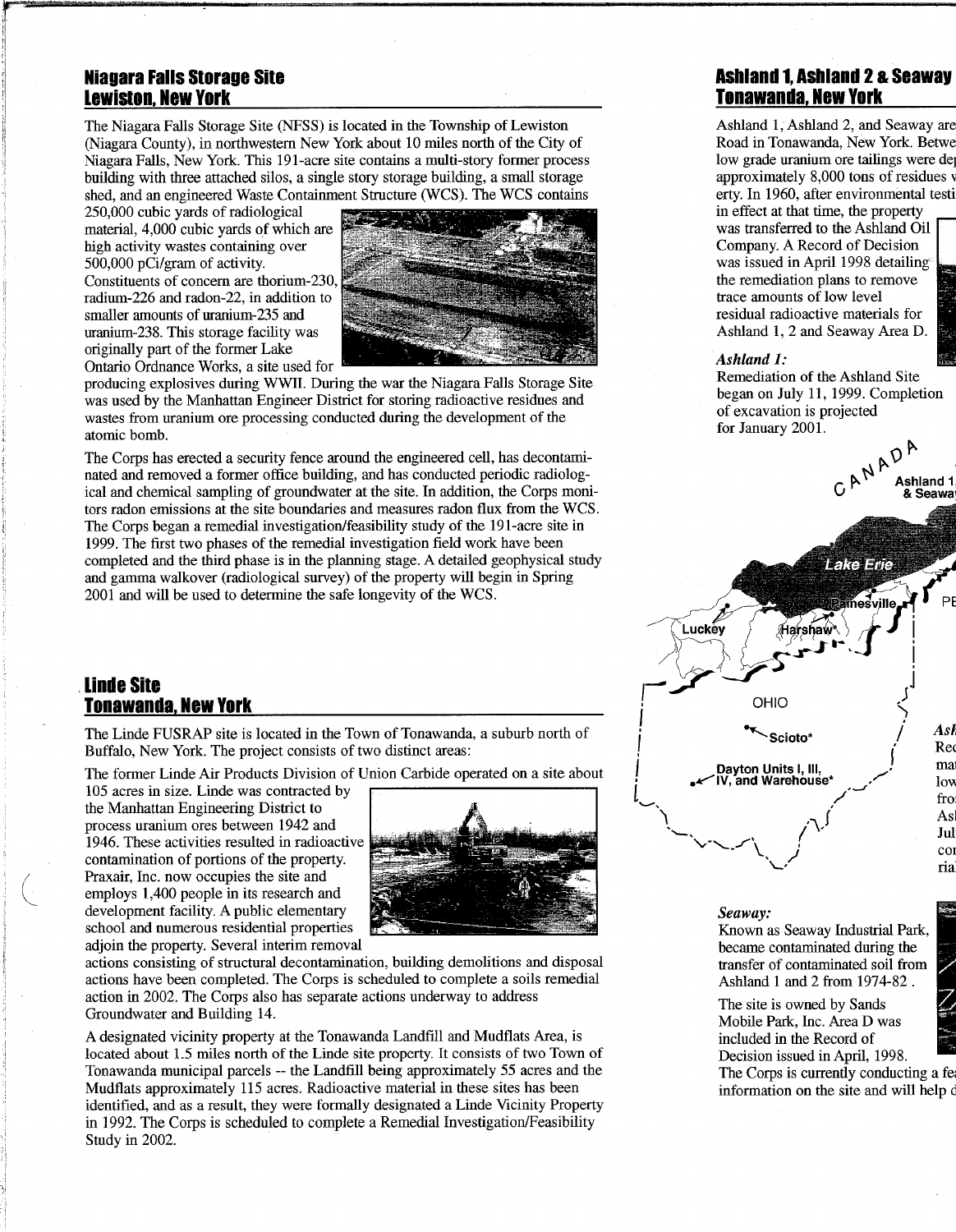## Niagara Falls Storage Site
## Lewiston, New York

The Niagara Falls Storage Site (NFSS) is located in the Township of Lewiston (Niagara County), in northwestern New York about 10 miles north of the City of Niagara Falls, New York. This 191-acre site contains a multi-story former process building with three attached silos, a single story storage building, a small storage shed, and an engineered Waste Containment Structure (WCS). The WCS contains 250,000 cubic yards of radiological material, 4,000 cubic yards of which are high activity wastes containing over 500,000 pCi/gram of activity. Constituents of concern are thorium-230, radium-226 and radon-22, in addition to smaller amounts of uranium-235 and uranium-238. This storage facility was originally part of the former Lake Ontario Ordnance Works, a site used for producing explosives during WWII. During the war the Niagara Falls Storage Site was used by the Manhattan Engineer District for storing radioactive residues and wastes from uranium ore processing conducted during the development of the atomic bomb.

The Corps has erected a security fence around the engineered cell, has decontaminated and removed a former office building, and has conducted periodic radiological and chemical sampling of groundwater at the site. In addition, the Corps monitors radon emissions at the site boundaries and measures radon flux from the WCS. The Corps began a remedial investigation/feasibility study of the 191-acre site in 1999. The first two phases of the remedial investigation field work have been completed and the third phase is in the planning stage. A detailed geophysical study and gamma walkover (radiological survey) of the property will begin in Spring 2001 and will be used to determine the safe longevity of the WCS.

## Linde Site
## Tonawanda, New York

The Linde FUSRAP site is located in the Town of Tonawanda, a suburb north of Buffalo, New York. The project consists of two distinct areas:

The former Linde Air Products Division of Union Carbide operated on a site about 105 acres in size. Linde was contracted by the Manhattan Engineering District to process uranium ores between 1942 and 1946. These activities resulted in radioactive contamination of portions of the property. Praxair, Inc. now occupies the site and employs 1,400 people in its research and development facility. A public elementary school and numerous residential properties adjoin the property. Several interim removal actions consisting of structural decontamination, building demolitions and disposal actions have been completed. The Corps is scheduled to complete a soils remedial action in 2002. The Corps also has separate actions underway to address Groundwater and Building 14.

A designated vicinity property at the Tonawanda Landfill and Mudflats Area, is located about 1.5 miles north of the Linde site property. It consists of two Town of Tonawanda municipal parcels -- the Landfill being approximately 55 acres and the Mudflats approximately 115 acres. Radioactive material in these sites has been identified, and as a result, they were formally designated a Linde Vicinity Property in 1992. The Corps is scheduled to complete a Remedial Investigation/Feasibility Study in 2002.

## Ashland 1, Ashland 2 & Seaway
## Tonawanda, New York

Ashland 1, Ashland 2, and Seaway are Road in Tonawanda, New York. Betwe low grade uranium ore tailings were de approximately 8,000 tons of residues v erty. In 1960, after environmental testi in effect at that time, the property was transferred to the Ashland Oil Company. A Record of Decision was issued in April 1998 detailing the remediation plans to remove trace amounts of low level residual radioactive materials for Ashland 1, 2 and Seaway Area D.

*Ashland 1:*

Remediation of the Ashland Site began on July 11, 1999. Completion of excavation is projected for January 2001.

CANADA | Ashland 1, & Seaway | Lake Erie | Painesville | Luckey | Harshaw* | PE | OHIO | Scioto* | Dayton Units I, III, IV, and Warehouse*

*Ash* Rec ma low fro Asl Jul cor ria

*Seaway:*

Known as Seaway Industrial Park, became contaminated during the transfer of contaminated soil from Ashland 1 and 2 from 1974-82 .

The site is owned by Sands Mobile Park, Inc. Area D was included in the Record of Decision issued in April, 1998. The Corps is currently conducting a fe information on the site and will help d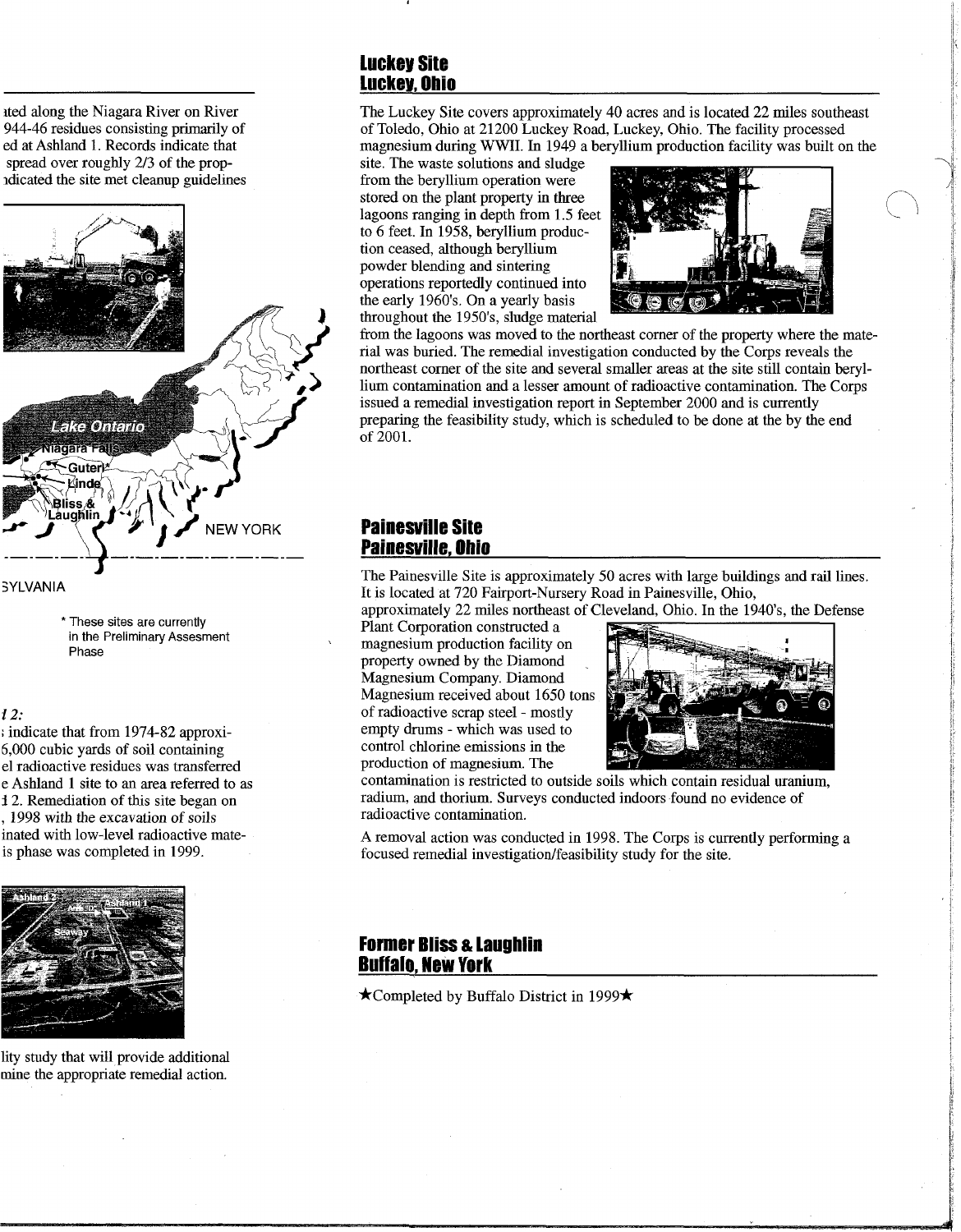ated along the Niagara River on River
944-46 residues consisting primarily of
ed at Ashland 1. Records indicate that
spread over roughly 2/3 of the prop-
ndicated the site met cleanup guidelines

Lake Ontario

Niagara Falls

Guter*

Linde

Bliss & Laughlin

NEW YORK

SYLVANIA

\* These sites are currently in the Preliminary Assesment Phase

*l 2:*

; indicate that from 1974-82 approxi-
6,000 cubic yards of soil containing
el radioactive residues was transferred
e Ashland 1 site to an area referred to as
l 2. Remediation of this site began on
, 1998 with the excavation of soils
inated with low-level radioactive mate-
is phase was completed in 1999.

Ashland 2 | Ashland 1 | Seaway

lity study that will provide additional
mine the appropriate remedial action.

## Luckey Site
## Luckey, Ohio

The Luckey Site covers approximately 40 acres and is located 22 miles southeast of Toledo, Ohio at 21200 Luckey Road, Luckey, Ohio. The facility processed magnesium during WWII. In 1949 a beryllium production facility was built on the site. The waste solutions and sludge from the beryllium operation were stored on the plant property in three lagoons ranging in depth from 1.5 feet to 6 feet. In 1958, beryllium production ceased, although beryllium powder blending and sintering operations reportedly continued into the early 1960's. On a yearly basis throughout the 1950's, sludge material from the lagoons was moved to the northeast corner of the property where the material was buried. The remedial investigation conducted by the Corps reveals the northeast corner of the site and several smaller areas at the site still contain beryllium contamination and a lesser amount of radioactive contamination. The Corps issued a remedial investigation report in September 2000 and is currently preparing the feasibility study, which is scheduled to be done at the by the end of 2001.

## Painesville Site
## Painesville, Ohio

The Painesville Site is approximately 50 acres with large buildings and rail lines. It is located at 720 Fairport-Nursery Road in Painesville, Ohio, approximately 22 miles northeast of Cleveland, Ohio. In the 1940's, the Defense Plant Corporation constructed a magnesium production facility on property owned by the Diamond Magnesium Company. Diamond Magnesium received about 1650 tons of radioactive scrap steel - mostly empty drums - which was used to control chlorine emissions in the production of magnesium. The contamination is restricted to outside soils which contain residual uranium, radium, and thorium. Surveys conducted indoors found no evidence of radioactive contamination.

A removal action was conducted in 1998. The Corps is currently performing a focused remedial investigation/feasibility study for the site.

## Former Bliss & Laughlin
## Buffalo, New York

★Completed by Buffalo District in 1999★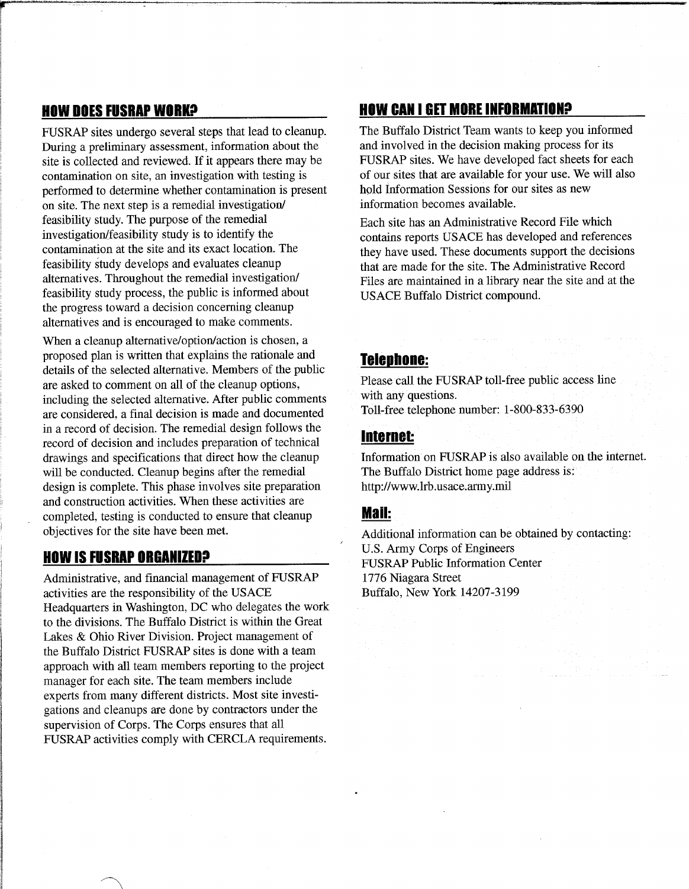## HOW DOES FUSRAP WORK?

FUSRAP sites undergo several steps that lead to cleanup. During a preliminary assessment, information about the site is collected and reviewed. If it appears there may be contamination on site, an investigation with testing is performed to determine whether contamination is present on site. The next step is a remedial investigation/ feasibility study. The purpose of the remedial investigation/feasibility study is to identify the contamination at the site and its exact location. The feasibility study develops and evaluates cleanup alternatives. Throughout the remedial investigation/ feasibility study process, the public is informed about the progress toward a decision concerning cleanup alternatives and is encouraged to make comments.

When a cleanup alternative/option/action is chosen, a proposed plan is written that explains the rationale and details of the selected alternative. Members of the public are asked to comment on all of the cleanup options, including the selected alternative. After public comments are considered, a final decision is made and documented in a record of decision. The remedial design follows the record of decision and includes preparation of technical drawings and specifications that direct how the cleanup will be conducted. Cleanup begins after the remedial design is complete. This phase involves site preparation and construction activities. When these activities are completed, testing is conducted to ensure that cleanup objectives for the site have been met.

## HOW IS FUSRAP ORGANIZED?

Administrative, and financial management of FUSRAP activities are the responsibility of the USACE Headquarters in Washington, DC who delegates the work to the divisions. The Buffalo District is within the Great Lakes & Ohio River Division. Project management of the Buffalo District FUSRAP sites is done with a team approach with all team members reporting to the project manager for each site. The team members include experts from many different districts. Most site investigations and cleanups are done by contractors under the supervision of Corps. The Corps ensures that all FUSRAP activities comply with CERCLA requirements.

## HOW CAN I GET MORE INFORMATION?

The Buffalo District Team wants to keep you informed and involved in the decision making process for its FUSRAP sites. We have developed fact sheets for each of our sites that are available for your use. We will also hold Information Sessions for our sites as new information becomes available.

Each site has an Administrative Record File which contains reports USACE has developed and references they have used. These documents support the decisions that are made for the site. The Administrative Record Files are maintained in a library near the site and at the USACE Buffalo District compound.

### Telephone:

Please call the FUSRAP toll-free public access line with any questions.
Toll-free telephone number: 1-800-833-6390

### Internet:

Information on FUSRAP is also available on the internet. The Buffalo District home page address is:
http://www.lrb.usace.army.mil

### Mail:

Additional information can be obtained by contacting:
U.S. Army Corps of Engineers
FUSRAP Public Information Center
1776 Niagara Street
Buffalo, New York 14207-3199